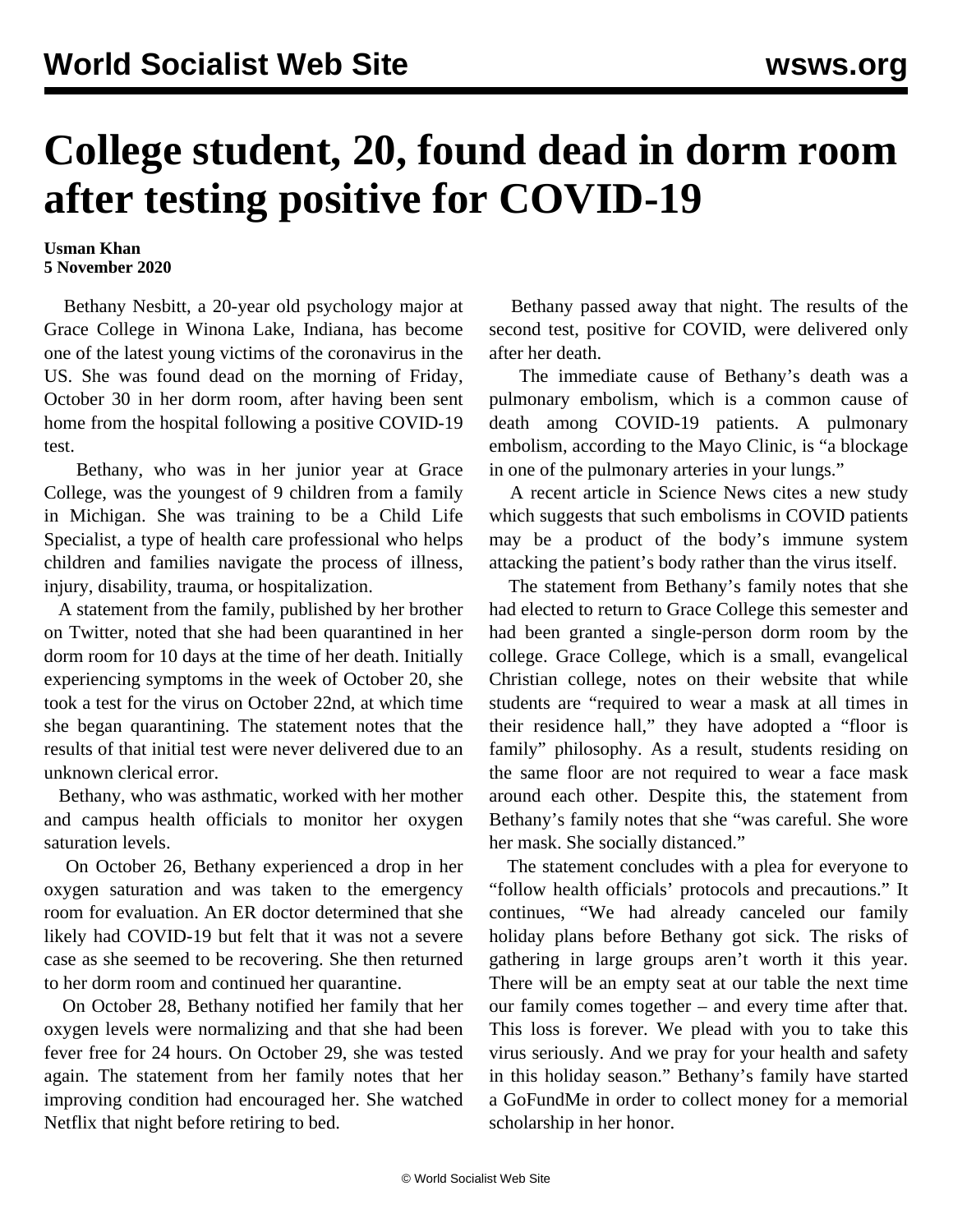# College student, 20, found dead in dorm room after testing positive for COVID-19

**Usman Khan**
**5 November 2020**

Bethany Nesbitt, a 20-year old psychology major at Grace College in Winona Lake, Indiana, has become one of the latest young victims of the coronavirus in the US. She was found dead on the morning of Friday, October 30 in her dorm room, after having been sent home from the hospital following a positive COVID-19 test.

Bethany, who was in her junior year at Grace College, was the youngest of 9 children from a family in Michigan. She was training to be a Child Life Specialist, a type of health care professional who helps children and families navigate the process of illness, injury, disability, trauma, or hospitalization.

A statement from the family, published by her brother on Twitter, noted that she had been quarantined in her dorm room for 10 days at the time of her death. Initially experiencing symptoms in the week of October 20, she took a test for the virus on October 22nd, at which time she began quarantining. The statement notes that the results of that initial test were never delivered due to an unknown clerical error.

Bethany, who was asthmatic, worked with her mother and campus health officials to monitor her oxygen saturation levels.

On October 26, Bethany experienced a drop in her oxygen saturation and was taken to the emergency room for evaluation. An ER doctor determined that she likely had COVID-19 but felt that it was not a severe case as she seemed to be recovering. She then returned to her dorm room and continued her quarantine.

On October 28, Bethany notified her family that her oxygen levels were normalizing and that she had been fever free for 24 hours. On October 29, she was tested again. The statement from her family notes that her improving condition had encouraged her. She watched Netflix that night before retiring to bed.

Bethany passed away that night. The results of the second test, positive for COVID, were delivered only after her death.

The immediate cause of Bethany's death was a pulmonary embolism, which is a common cause of death among COVID-19 patients. A pulmonary embolism, according to the Mayo Clinic, is "a blockage in one of the pulmonary arteries in your lungs."

A recent article in Science News cites a new study which suggests that such embolisms in COVID patients may be a product of the body's immune system attacking the patient's body rather than the virus itself.

The statement from Bethany's family notes that she had elected to return to Grace College this semester and had been granted a single-person dorm room by the college. Grace College, which is a small, evangelical Christian college, notes on their website that while students are "required to wear a mask at all times in their residence hall," they have adopted a "floor is family" philosophy. As a result, students residing on the same floor are not required to wear a face mask around each other. Despite this, the statement from Bethany's family notes that she "was careful. She wore her mask. She socially distanced."

The statement concludes with a plea for everyone to "follow health officials' protocols and precautions." It continues, "We had already canceled our family holiday plans before Bethany got sick. The risks of gathering in large groups aren't worth it this year. There will be an empty seat at our table the next time our family comes together – and every time after that. This loss is forever. We plead with you to take this virus seriously. And we pray for your health and safety in this holiday season." Bethany's family have started a GoFundMe in order to collect money for a memorial scholarship in her honor.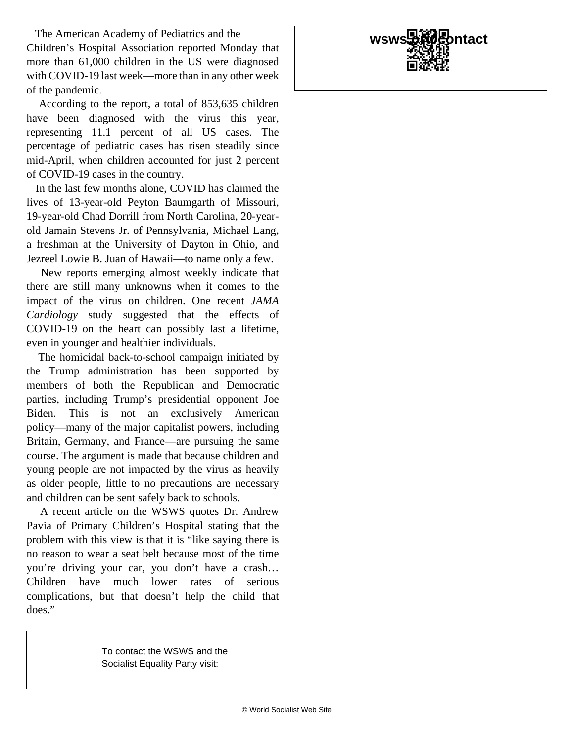The American Academy of Pediatrics and the Children's Hospital Association reported Monday that more than 61,000 children in the US were diagnosed with COVID-19 last week—more than in any other week of the pandemic.

According to the report, a total of 853,635 children have been diagnosed with the virus this year, representing 11.1 percent of all US cases. The percentage of pediatric cases has risen steadily since mid-April, when children accounted for just 2 percent of COVID-19 cases in the country.

In the last few months alone, COVID has claimed the lives of 13-year-old Peyton Baumgarth of Missouri, 19-year-old Chad Dorrill from North Carolina, 20-year-old Jamain Stevens Jr. of Pennsylvania, Michael Lang, a freshman at the University of Dayton in Ohio, and Jezreel Lowie B. Juan of Hawaii—to name only a few.

New reports emerging almost weekly indicate that there are still many unknowns when it comes to the impact of the virus on children. One recent *JAMA Cardiology* study suggested that the effects of COVID-19 on the heart can possibly last a lifetime, even in younger and healthier individuals.

The homicidal back-to-school campaign initiated by the Trump administration has been supported by members of both the Republican and Democratic parties, including Trump's presidential opponent Joe Biden. This is not an exclusively American policy—many of the major capitalist powers, including Britain, Germany, and France—are pursuing the same course. The argument is made that because children and young people are not impacted by the virus as heavily as older people, little to no precautions are necessary and children can be sent safely back to schools.

A recent article on the WSWS quotes Dr. Andrew Pavia of Primary Children's Hospital stating that the problem with this view is that it is "like saying there is no reason to wear a seat belt because most of the time you're driving your car, you don't have a crash… Children have much lower rates of serious complications, but that doesn't help the child that does."

To contact the WSWS and the Socialist Equality Party visit:

**wsws.org/contact**